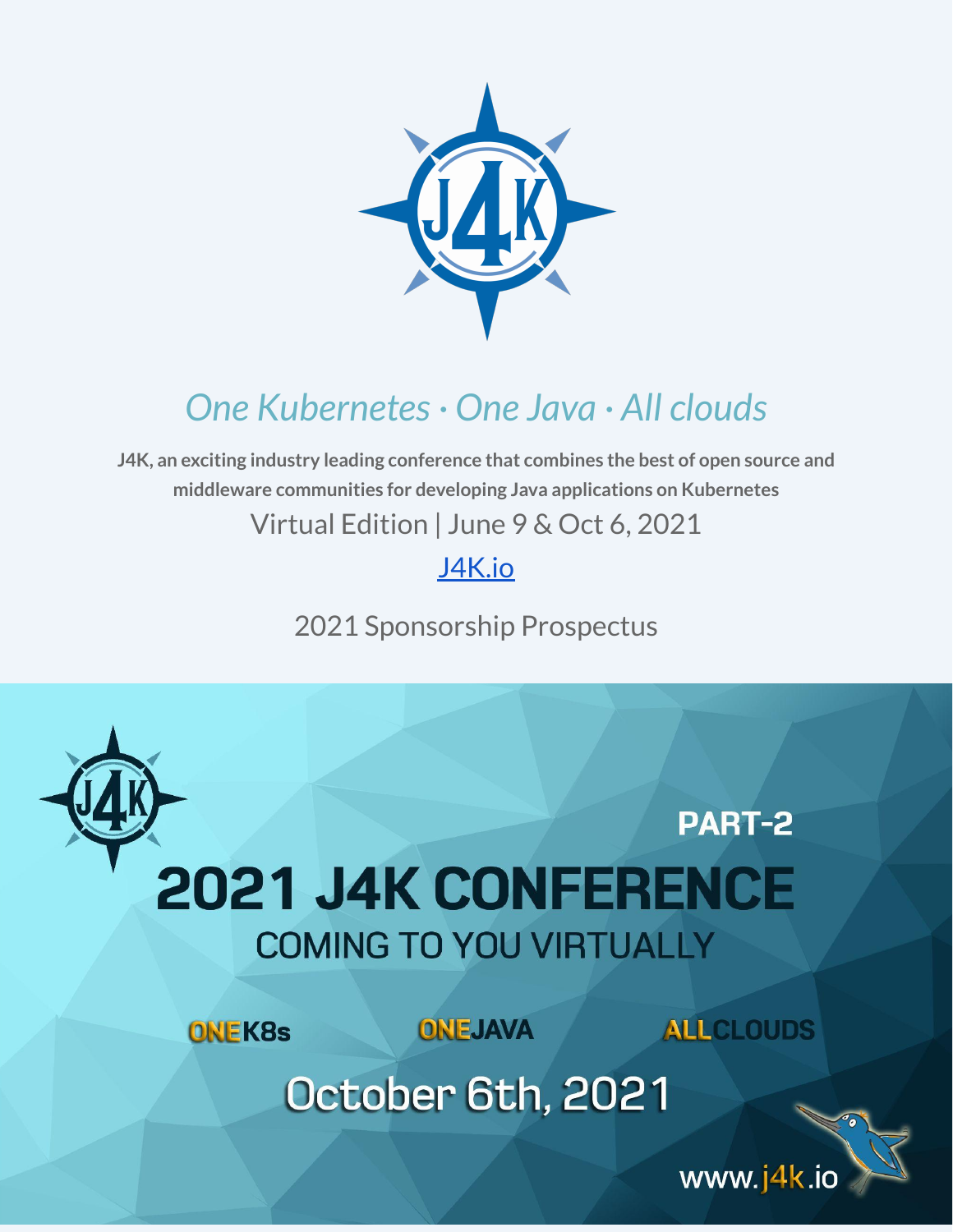*One Kubernetes · One Java · All clouds*

**J4K, an exciting industry leading conference that combines the best of open source and middleware communities for developing Java applications on Kubernetes**

Virtual Edition | June 9 & Oct 6, 2021

[J4K.io](https://J4K.io)

2021 Sponsorship Prospectus

PART-2

# 2021 J4K CONFERENCE

COMING TO YOU VIRTUALLY

ONEK8s ONEJAVA ALLCLOUDS

October 6th, 2021

www.j4k.io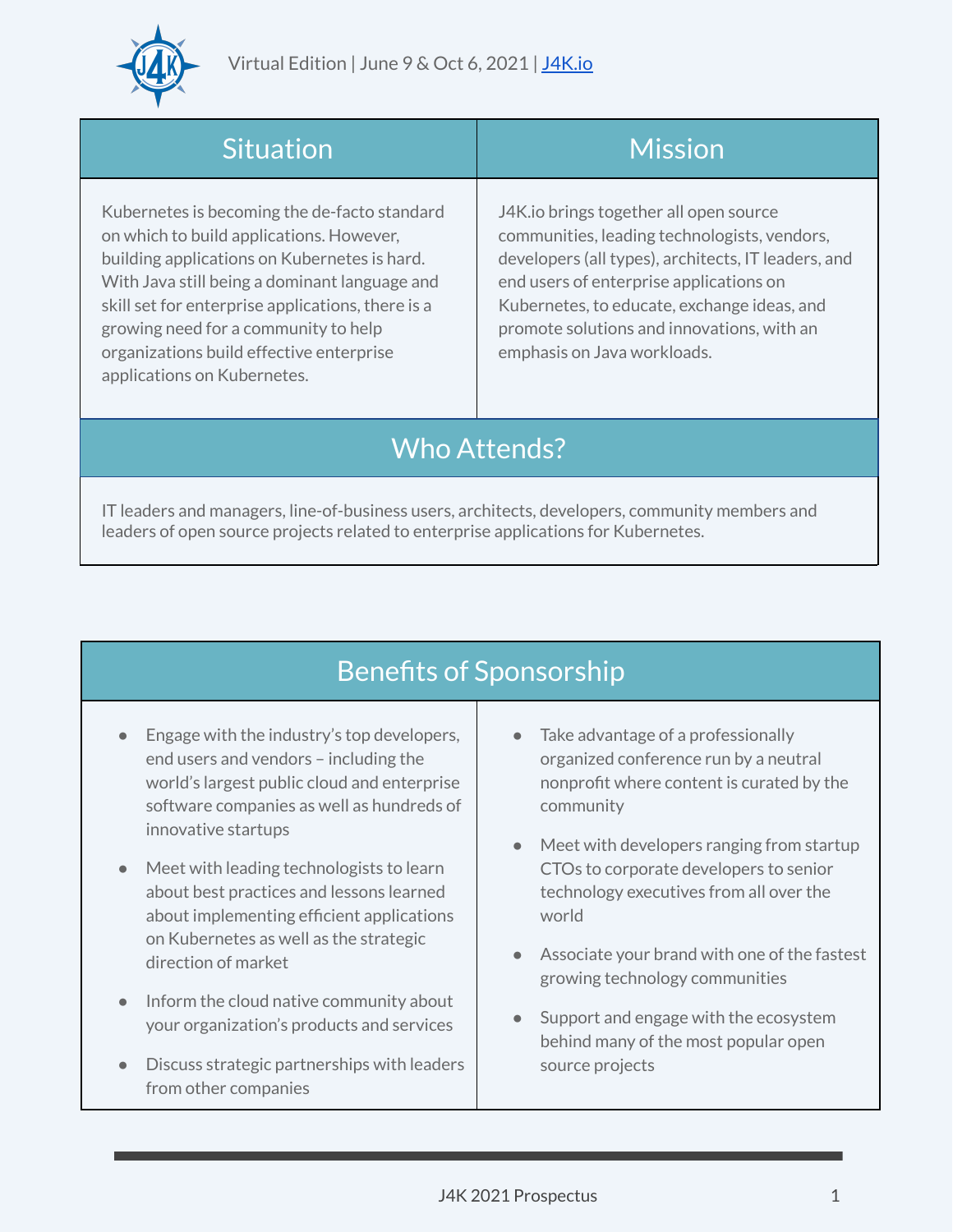Virtual Edition | June 9 & Oct 6, 2021 | [J4K.io](https://j4k.io)

## Situation

Kubernetes is becoming the de-facto standard on which to build applications. However, building applications on Kubernetes is hard. With Java still being a dominant language and skill set for enterprise applications, there is a growing need for a community to help organizations build effective enterprise applications on Kubernetes.

## Mission

J4K.io brings together all open source communities, leading technologists, vendors, developers (all types), architects, IT leaders, and end users of enterprise applications on Kubernetes, to educate, exchange ideas, and promote solutions and innovations, with an emphasis on Java workloads.

## Who Attends?

IT leaders and managers, line-of-business users, architects, developers, community members and leaders of open source projects related to enterprise applications for Kubernetes.

## Benefits of Sponsorship

- Engage with the industry's top developers, end users and vendors – including the world's largest public cloud and enterprise software companies as well as hundreds of innovative startups
- Meet with leading technologists to learn about best practices and lessons learned about implementing efficient applications on Kubernetes as well as the strategic direction of market
- Inform the cloud native community about your organization's products and services
- Discuss strategic partnerships with leaders from other companies
- Take advantage of a professionally organized conference run by a neutral nonprofit where content is curated by the community
- Meet with developers ranging from startup CTOs to corporate developers to senior technology executives from all over the world
- Associate your brand with one of the fastest growing technology communities
- Support and engage with the ecosystem behind many of the most popular open source projects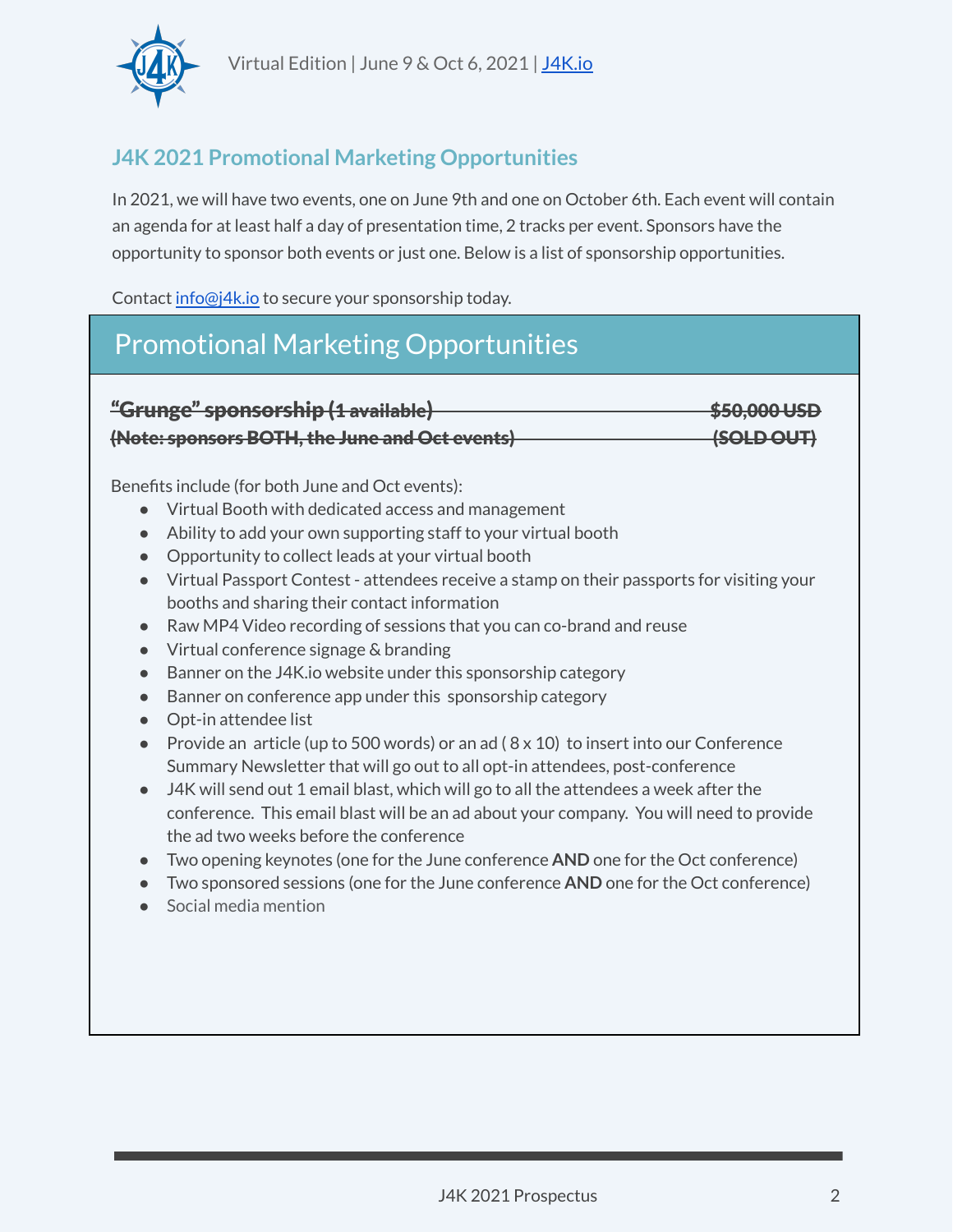Virtual Edition | June 9 & Oct 6, 2021 | J4K.io

## J4K 2021 Promotional Marketing Opportunities

In 2021, we will have two events, one on June 9th and one on October 6th. Each event will contain an agenda for at least half a day of presentation time, 2 tracks per event. Sponsors have the opportunity to sponsor both events or just one. Below is a list of sponsorship opportunities.

Contact info@j4k.io to secure your sponsorship today.

## Promotional Marketing Opportunities

~~**"Grunge" sponsorship (1 available)**~~ ~~**$50,000 USD**~~
~~**(Note: sponsors BOTH, the June and Oct events)**~~ ~~**(SOLD OUT)**~~

Benefits include (for both June and Oct events):

- Virtual Booth with dedicated access and management
- Ability to add your own supporting staff to your virtual booth
- Opportunity to collect leads at your virtual booth
- Virtual Passport Contest - attendees receive a stamp on their passports for visiting your booths and sharing their contact information
- Raw MP4 Video recording of sessions that you can co-brand and reuse
- Virtual conference signage & branding
- Banner on the J4K.io website under this sponsorship category
- Banner on conference app under this sponsorship category
- Opt-in attendee list
- Provide an article (up to 500 words) or an ad ( 8 x 10) to insert into our Conference Summary Newsletter that will go out to all opt-in attendees, post-conference
- J4K will send out 1 email blast, which will go to all the attendees a week after the conference. This email blast will be an ad about your company. You will need to provide the ad two weeks before the conference
- Two opening keynotes (one for the June conference **AND** one for the Oct conference)
- Two sponsored sessions (one for the June conference **AND** one for the Oct conference)
- Social media mention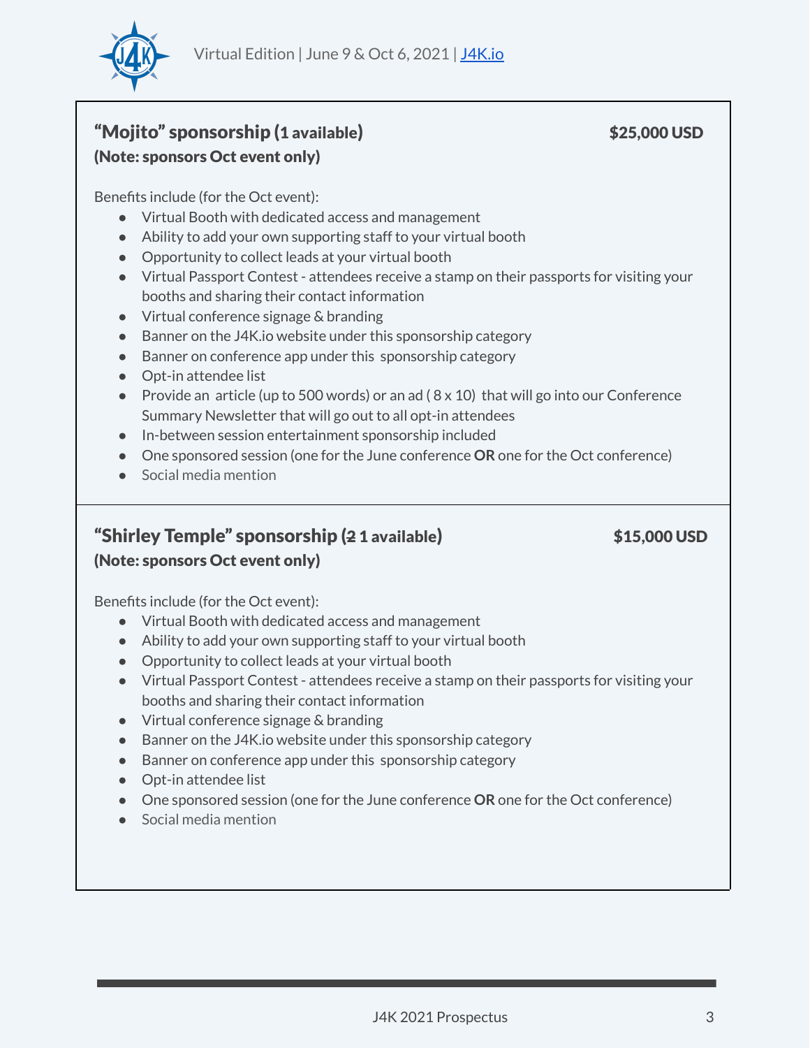## "Mojito" sponsorship (1 available) — $25,000 USD

**(Note: sponsors Oct event only)**

Benefits include (for the Oct event):

- Virtual Booth with dedicated access and management
- Ability to add your own supporting staff to your virtual booth
- Opportunity to collect leads at your virtual booth
- Virtual Passport Contest - attendees receive a stamp on their passports for visiting your booths and sharing their contact information
- Virtual conference signage & branding
- Banner on the J4K.io website under this sponsorship category
- Banner on conference app under this sponsorship category
- Opt-in attendee list
- Provide an article (up to 500 words) or an ad ( 8 x 10) that will go into our Conference Summary Newsletter that will go out to all opt-in attendees
- In-between session entertainment sponsorship included
- One sponsored session (one for the June conference **OR** one for the Oct conference)
- Social media mention

## "Shirley Temple" sponsorship (~~2~~ 1 available) — $15,000 USD

**(Note: sponsors Oct event only)**

Benefits include (for the Oct event):

- Virtual Booth with dedicated access and management
- Ability to add your own supporting staff to your virtual booth
- Opportunity to collect leads at your virtual booth
- Virtual Passport Contest - attendees receive a stamp on their passports for visiting your booths and sharing their contact information
- Virtual conference signage & branding
- Banner on the J4K.io website under this sponsorship category
- Banner on conference app under this sponsorship category
- Opt-in attendee list
- One sponsored session (one for the June conference **OR** one for the Oct conference)
- Social media mention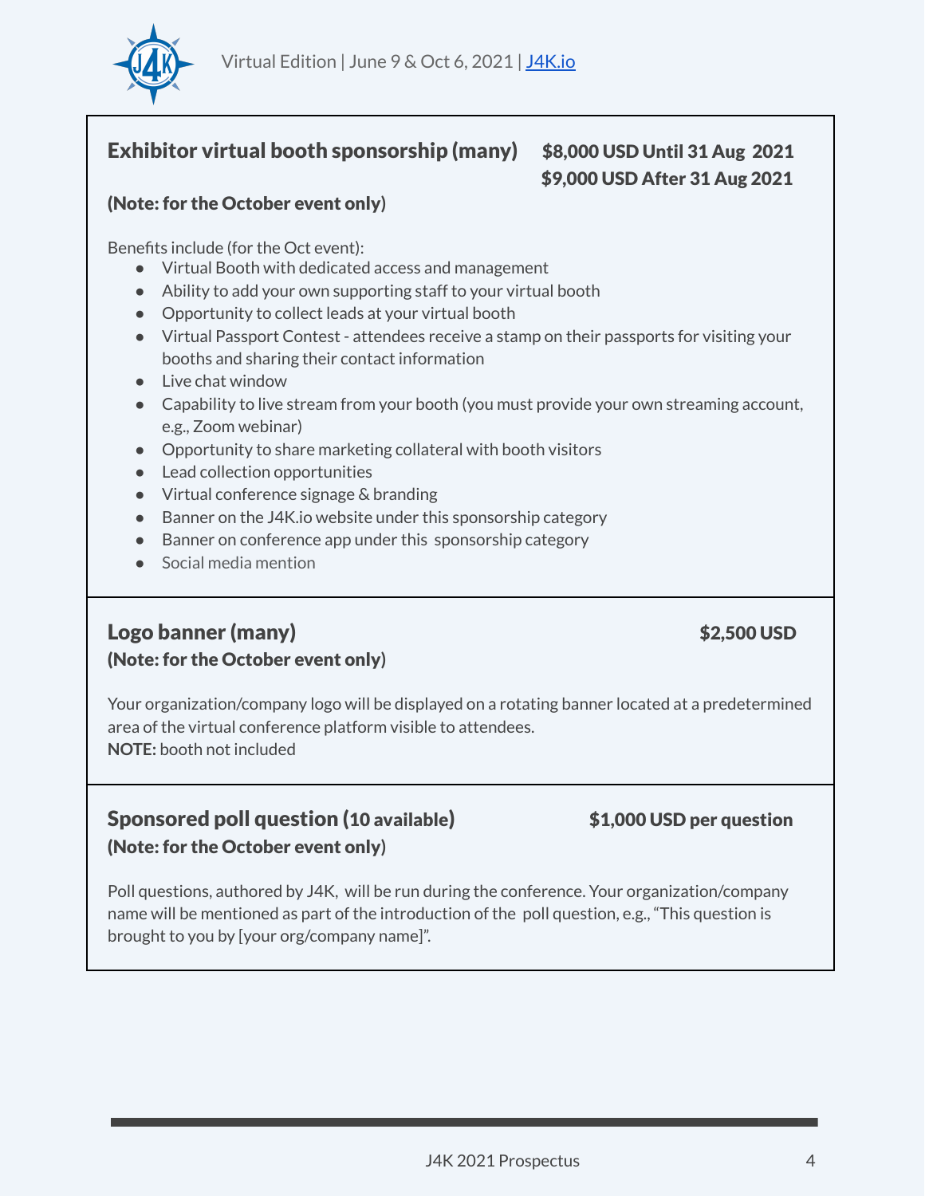## Exhibitor virtual booth sponsorship (many)

**$8,000 USD Until 31 Aug 2021**
**$9,000 USD After 31 Aug 2021**

**(Note: for the October event only)**

Benefits include (for the Oct event):

- Virtual Booth with dedicated access and management
- Ability to add your own supporting staff to your virtual booth
- Opportunity to collect leads at your virtual booth
- Virtual Passport Contest - attendees receive a stamp on their passports for visiting your booths and sharing their contact information
- Live chat window
- Capability to live stream from your booth (you must provide your own streaming account, e.g., Zoom webinar)
- Opportunity to share marketing collateral with booth visitors
- Lead collection opportunities
- Virtual conference signage & branding
- Banner on the J4K.io website under this sponsorship category
- Banner on conference app under this sponsorship category
- Social media mention

## Logo banner (many)

**$2,500 USD**

**(Note: for the October event only)**

Your organization/company logo will be displayed on a rotating banner located at a predetermined area of the virtual conference platform visible to attendees.
**NOTE:** booth not included

## Sponsored poll question (10 available)

**$1,000 USD per question**

**(Note: for the October event only)**

Poll questions, authored by J4K, will be run during the conference. Your organization/company name will be mentioned as part of the introduction of the poll question, e.g., "This question is brought to you by [your org/company name]".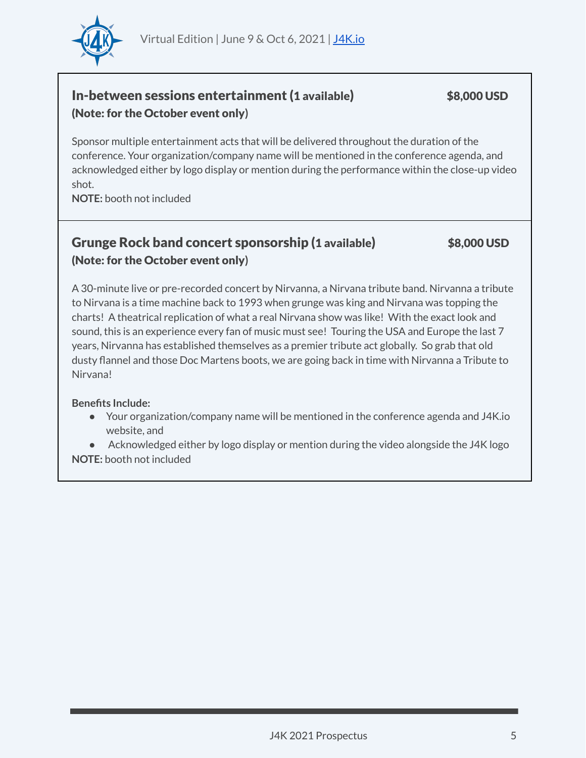## In-between sessions entertainment (1 available) $8,000 USD

**(Note: for the October event only)**

Sponsor multiple entertainment acts that will be delivered throughout the duration of the conference. Your organization/company name will be mentioned in the conference agenda, and acknowledged either by logo display or mention during the performance within the close-up video shot.

**NOTE:** booth not included

## Grunge Rock band concert sponsorship (1 available) $8,000 USD

**(Note: for the October event only)**

A 30-minute live or pre-recorded concert by Nirvanna, a Nirvana tribute band. Nirvanna a tribute to Nirvana is a time machine back to 1993 when grunge was king and Nirvana was topping the charts! A theatrical replication of what a real Nirvana show was like! With the exact look and sound, this is an experience every fan of music must see! Touring the USA and Europe the last 7 years, Nirvanna has established themselves as a premier tribute act globally. So grab that old dusty flannel and those Doc Martens boots, we are going back in time with Nirvanna a Tribute to Nirvana!

**Benefits Include:**

- Your organization/company name will be mentioned in the conference agenda and J4K.io website, and
- Acknowledged either by logo display or mention during the video alongside the J4K logo

**NOTE:** booth not included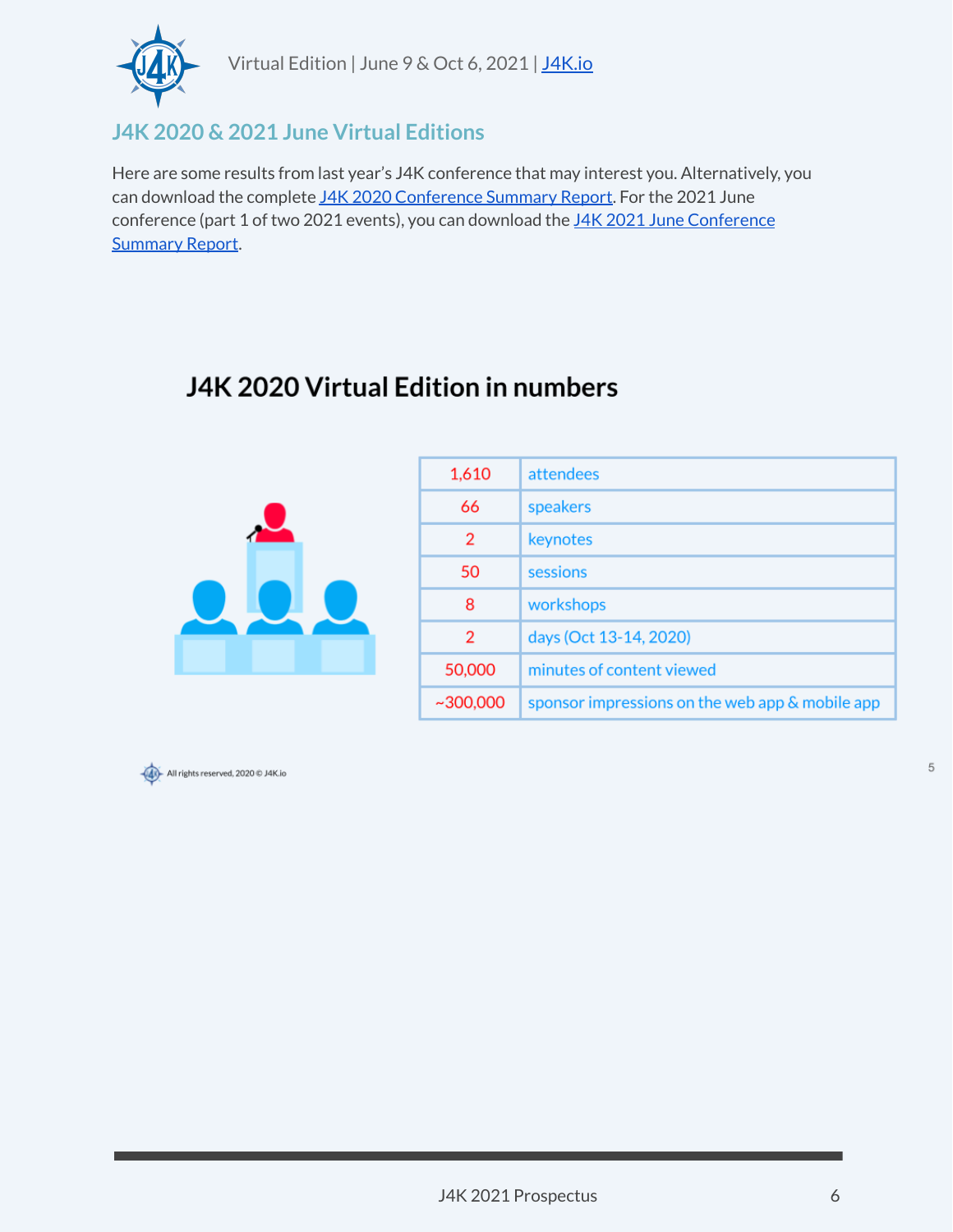## J4K 2020 & 2021 June Virtual Editions

Here are some results from last year's J4K conference that may interest you. Alternatively, you can download the complete J4K 2020 Conference Summary Report. For the 2021 June conference (part 1 of two 2021 events), you can download the J4K 2021 June Conference Summary Report.

### J4K 2020 Virtual Edition in numbers

| | |
|---|---|
| 1,610 | attendees |
| 66 | speakers |
| 2 | keynotes |
| 50 | sessions |
| 8 | workshops |
| 2 | days (Oct 13-14, 2020) |
| 50,000 | minutes of content viewed |
| ~300,000 | sponsor impressions on the web app & mobile app |

All rights reserved, 2020 © J4K.io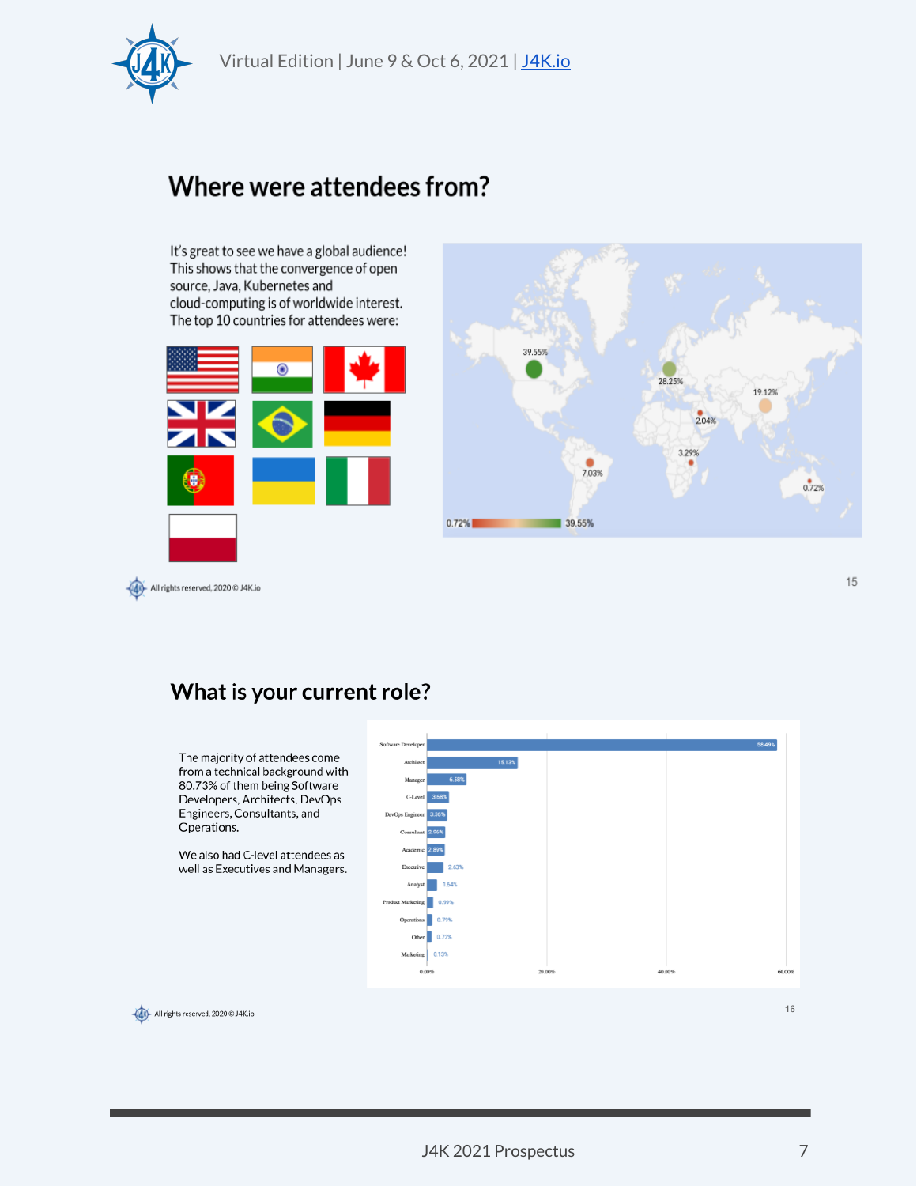## Where were attendees from?

It's great to see we have a global audience! This shows that the convergence of open source, Java, Kubernetes and cloud-computing is of worldwide interest. The top 10 countries for attendees were:

39.55%
28.25%
19.12%
2.04%
3.29%
7.03%
0.72%
0.72%
39.55%

All rights reserved, 2020 © J4K.io

## What is your current role?

The majority of attendees come from a technical background with 80.73% of them being Software Developers, Architects, DevOps Engineers, Consultants, and Operations.

We also had C-level attendees as well as Executives and Managers.

Software Developer 58.49%
Architect 15.13%
Manager 6.58%
C-Level 3.58%
DevOps Engineer 3.36%
Consultant 2.96%
Academic 2.89%
Executive 2.63%
Analyst 1.64%
Product Marketing 0.99%
Operations 0.79%
Other 0.72%
Marketing 0.13%
0.00% 20.00% 40.00% 60.00%

All rights reserved, 2020 © J4K.io